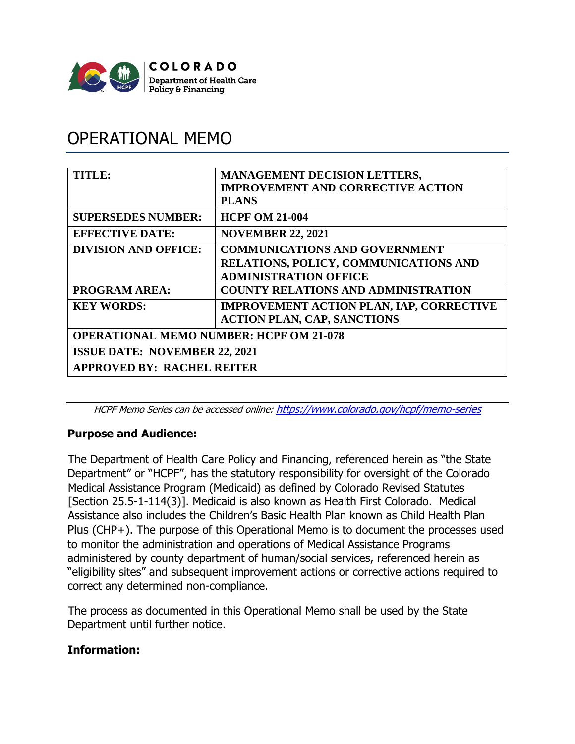COLORADO
Department of Health Care Policy & Financing

# OPERATIONAL MEMO

| TITLE: | MANAGEMENT DECISION LETTERS, IMPROVEMENT AND CORRECTIVE ACTION PLANS |
|---|---|
| SUPERSEDES NUMBER: | HCPF OM 21-004 |
| EFFECTIVE DATE: | NOVEMBER 22, 2021 |
| DIVISION AND OFFICE: | COMMUNICATIONS AND GOVERNMENT RELATIONS, POLICY, COMMUNICATIONS AND ADMINISTRATION OFFICE |
| PROGRAM AREA: | COUNTY RELATIONS AND ADMINISTRATION |
| KEY WORDS: | IMPROVEMENT ACTION PLAN, IAP, CORRECTIVE ACTION PLAN, CAP, SANCTIONS |
| OPERATIONAL MEMO NUMBER: HCPF OM 21-078 | |
| ISSUE DATE: NOVEMBER 22, 2021 | |
| APPROVED BY: RACHEL REITER | |

*HCPF Memo Series can be accessed online: [https://www.colorado.gov/hcpf/memo-series](https://www.colorado.gov/hcpf/memo-series)*

## Purpose and Audience:

The Department of Health Care Policy and Financing, referenced herein as "the State Department" or "HCPF", has the statutory responsibility for oversight of the Colorado Medical Assistance Program (Medicaid) as defined by Colorado Revised Statutes [Section 25.5-1-114(3)]. Medicaid is also known as Health First Colorado. Medical Assistance also includes the Children's Basic Health Plan known as Child Health Plan Plus (CHP+). The purpose of this Operational Memo is to document the processes used to monitor the administration and operations of Medical Assistance Programs administered by county department of human/social services, referenced herein as "eligibility sites" and subsequent improvement actions or corrective actions required to correct any determined non-compliance.

The process as documented in this Operational Memo shall be used by the State Department until further notice.

## Information: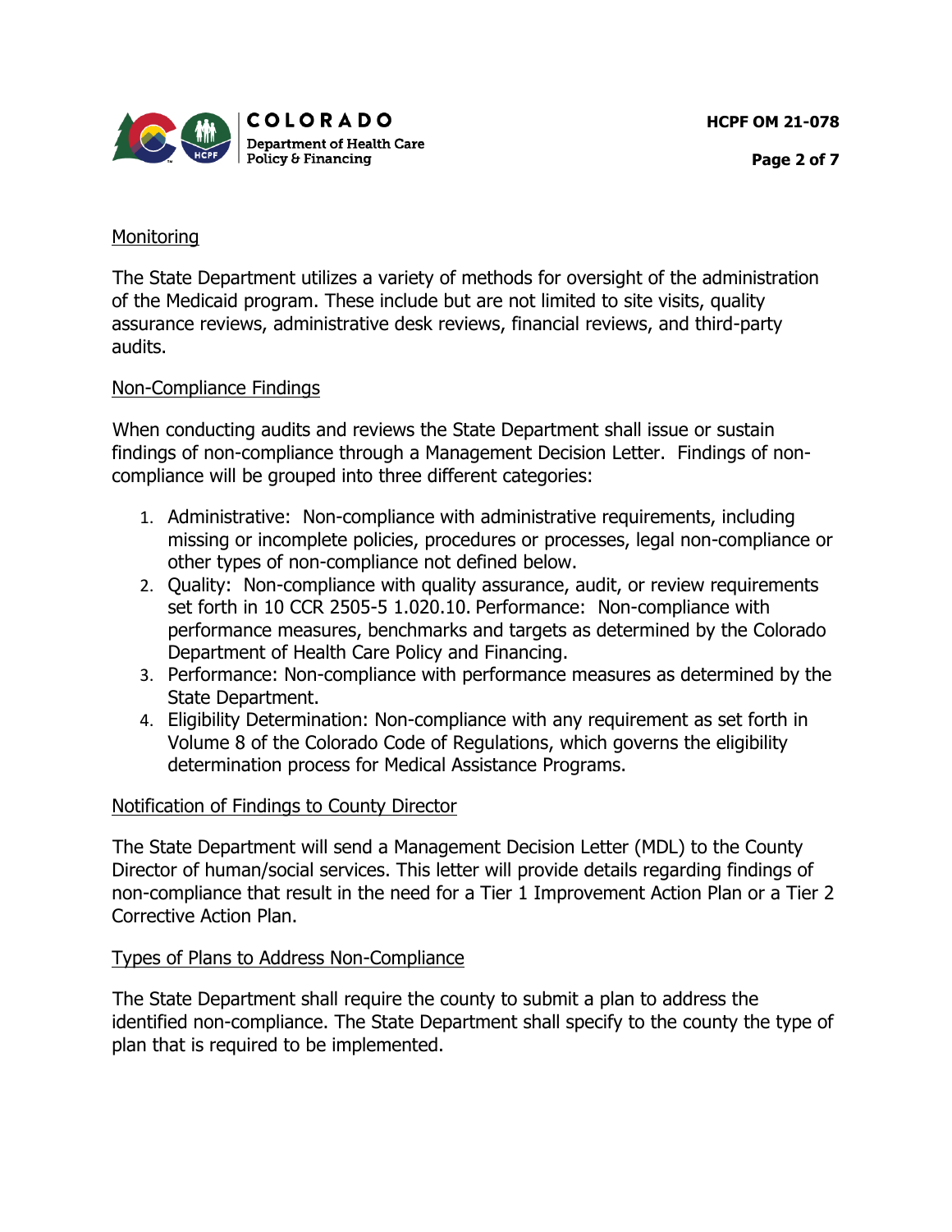Monitoring

The State Department utilizes a variety of methods for oversight of the administration of the Medicaid program. These include but are not limited to site visits, quality assurance reviews, administrative desk reviews, financial reviews, and third-party audits.

Non-Compliance Findings

When conducting audits and reviews the State Department shall issue or sustain findings of non-compliance through a Management Decision Letter. Findings of non-compliance will be grouped into three different categories:

1. Administrative: Non-compliance with administrative requirements, including missing or incomplete policies, procedures or processes, legal non-compliance or other types of non-compliance not defined below.
2. Quality: Non-compliance with quality assurance, audit, or review requirements set forth in 10 CCR 2505-5 1.020.10. Performance: Non-compliance with performance measures, benchmarks and targets as determined by the Colorado Department of Health Care Policy and Financing.
3. Performance: Non-compliance with performance measures as determined by the State Department.
4. Eligibility Determination: Non-compliance with any requirement as set forth in Volume 8 of the Colorado Code of Regulations, which governs the eligibility determination process for Medical Assistance Programs.

Notification of Findings to County Director

The State Department will send a Management Decision Letter (MDL) to the County Director of human/social services. This letter will provide details regarding findings of non-compliance that result in the need for a Tier 1 Improvement Action Plan or a Tier 2 Corrective Action Plan.

Types of Plans to Address Non-Compliance

The State Department shall require the county to submit a plan to address the identified non-compliance. The State Department shall specify to the county the type of plan that is required to be implemented.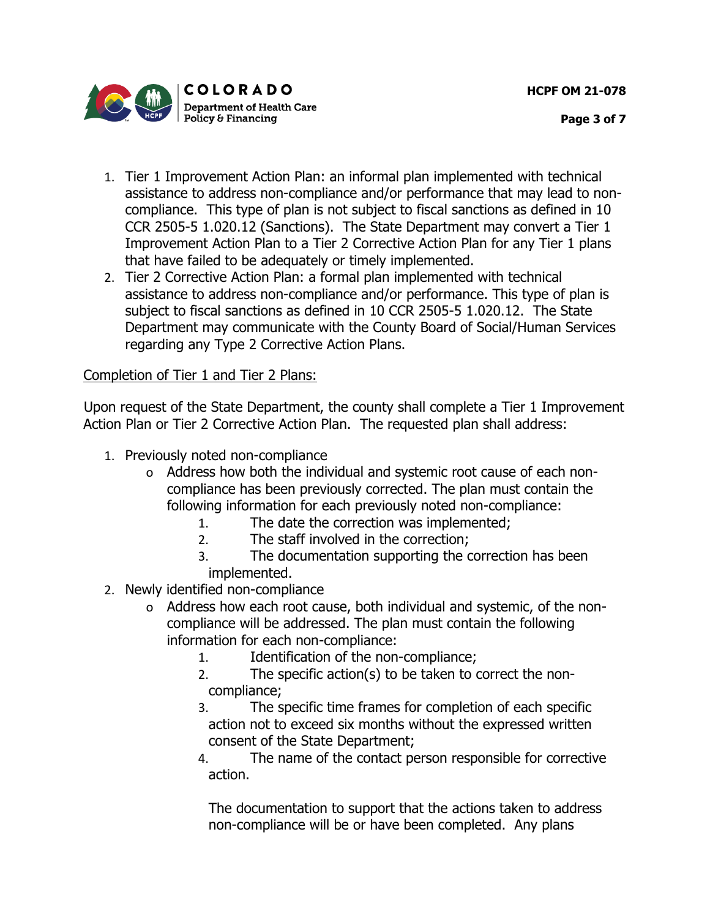1. Tier 1 Improvement Action Plan: an informal plan implemented with technical assistance to address non-compliance and/or performance that may lead to non-compliance. This type of plan is not subject to fiscal sanctions as defined in 10 CCR 2505-5 1.020.12 (Sanctions). The State Department may convert a Tier 1 Improvement Action Plan to a Tier 2 Corrective Action Plan for any Tier 1 plans that have failed to be adequately or timely implemented.
2. Tier 2 Corrective Action Plan: a formal plan implemented with technical assistance to address non-compliance and/or performance. This type of plan is subject to fiscal sanctions as defined in 10 CCR 2505-5 1.020.12. The State Department may communicate with the County Board of Social/Human Services regarding any Type 2 Corrective Action Plans.

<u>Completion of Tier 1 and Tier 2 Plans:</u>

Upon request of the State Department, the county shall complete a Tier 1 Improvement Action Plan or Tier 2 Corrective Action Plan. The requested plan shall address:

1. Previously noted non-compliance
   - Address how both the individual and systemic root cause of each non-compliance has been previously corrected. The plan must contain the following information for each previously noted non-compliance:
     1. The date the correction was implemented;
     2. The staff involved in the correction;
     3. The documentation supporting the correction has been implemented.
2. Newly identified non-compliance
   - Address how each root cause, both individual and systemic, of the non-compliance will be addressed. The plan must contain the following information for each non-compliance:
     1. Identification of the non-compliance;
     2. The specific action(s) to be taken to correct the non-compliance;
     3. The specific time frames for completion of each specific action not to exceed six months without the expressed written consent of the State Department;
     4. The name of the contact person responsible for corrective action.

     The documentation to support that the actions taken to address non-compliance will be or have been completed. Any plans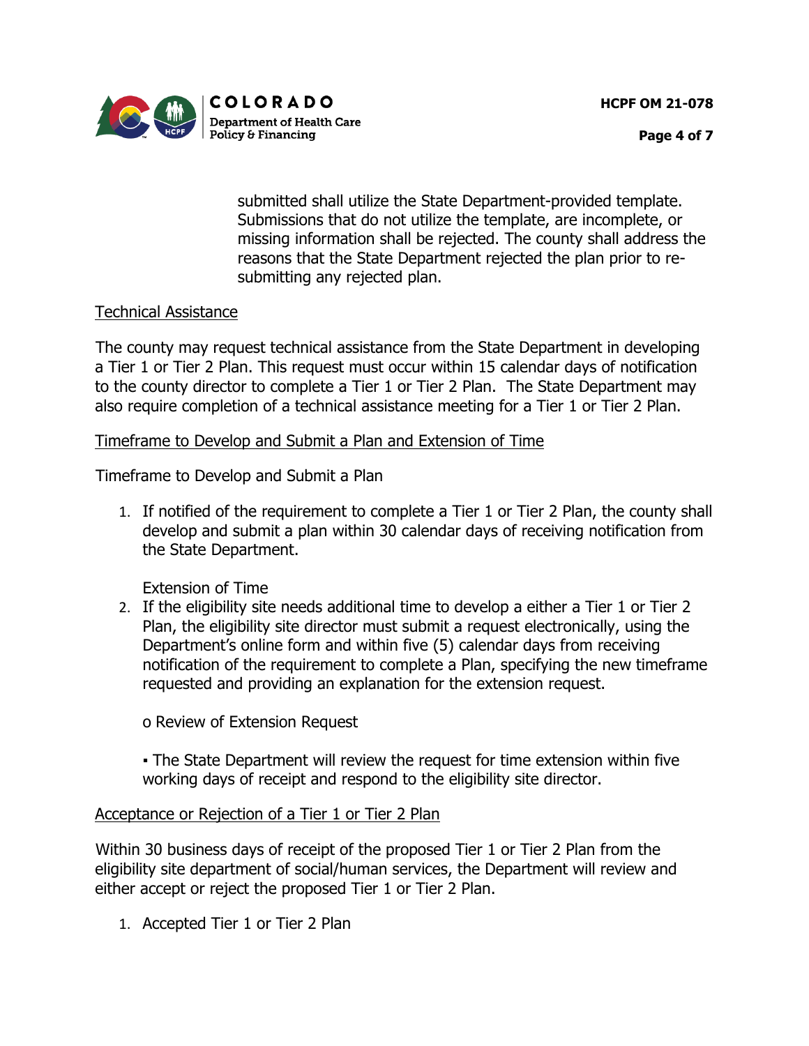submitted shall utilize the State Department-provided template. Submissions that do not utilize the template, are incomplete, or missing information shall be rejected. The county shall address the reasons that the State Department rejected the plan prior to re-submitting any rejected plan.

Technical Assistance

The county may request technical assistance from the State Department in developing a Tier 1 or Tier 2 Plan. This request must occur within 15 calendar days of notification to the county director to complete a Tier 1 or Tier 2 Plan. The State Department may also require completion of a technical assistance meeting for a Tier 1 or Tier 2 Plan.

Timeframe to Develop and Submit a Plan and Extension of Time

Timeframe to Develop and Submit a Plan

1. If notified of the requirement to complete a Tier 1 or Tier 2 Plan, the county shall develop and submit a plan within 30 calendar days of receiving notification from the State Department.

   Extension of Time

2. If the eligibility site needs additional time to develop a either a Tier 1 or Tier 2 Plan, the eligibility site director must submit a request electronically, using the Department's online form and within five (5) calendar days from receiving notification of the requirement to complete a Plan, specifying the new timeframe requested and providing an explanation for the extension request.

   o Review of Extension Request

   ▪ The State Department will review the request for time extension within five working days of receipt and respond to the eligibility site director.

Acceptance or Rejection of a Tier 1 or Tier 2 Plan

Within 30 business days of receipt of the proposed Tier 1 or Tier 2 Plan from the eligibility site department of social/human services, the Department will review and either accept or reject the proposed Tier 1 or Tier 2 Plan.

1. Accepted Tier 1 or Tier 2 Plan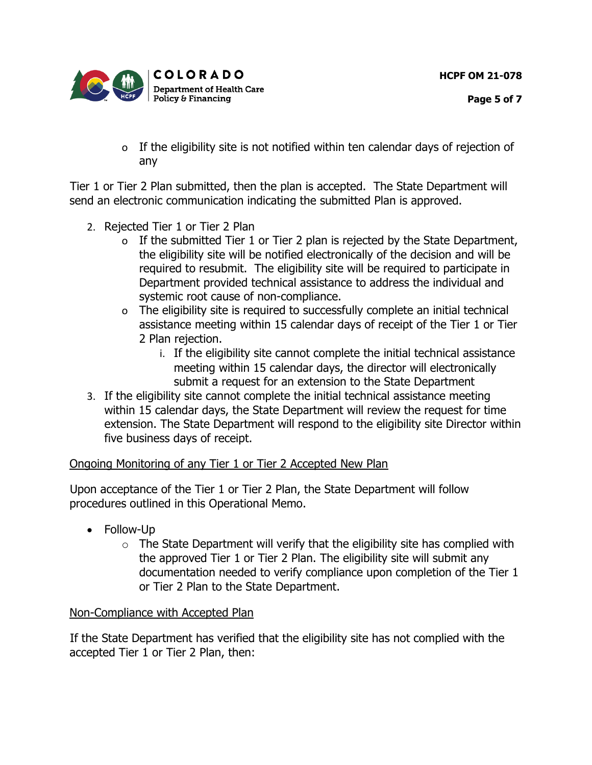- If the eligibility site is not notified within ten calendar days of rejection of any

Tier 1 or Tier 2 Plan submitted, then the plan is accepted. The State Department will send an electronic communication indicating the submitted Plan is approved.

2. Rejected Tier 1 or Tier 2 Plan
   - If the submitted Tier 1 or Tier 2 plan is rejected by the State Department, the eligibility site will be notified electronically of the decision and will be required to resubmit. The eligibility site will be required to participate in Department provided technical assistance to address the individual and systemic root cause of non-compliance.
   - The eligibility site is required to successfully complete an initial technical assistance meeting within 15 calendar days of receipt of the Tier 1 or Tier 2 Plan rejection.
     i. If the eligibility site cannot complete the initial technical assistance meeting within 15 calendar days, the director will electronically submit a request for an extension to the State Department
3. If the eligibility site cannot complete the initial technical assistance meeting within 15 calendar days, the State Department will review the request for time extension. The State Department will respond to the eligibility site Director within five business days of receipt.

<u>Ongoing Monitoring of any Tier 1 or Tier 2 Accepted New Plan</u>

Upon acceptance of the Tier 1 or Tier 2 Plan, the State Department will follow procedures outlined in this Operational Memo.

- Follow-Up
  - The State Department will verify that the eligibility site has complied with the approved Tier 1 or Tier 2 Plan. The eligibility site will submit any documentation needed to verify compliance upon completion of the Tier 1 or Tier 2 Plan to the State Department.

<u>Non-Compliance with Accepted Plan</u>

If the State Department has verified that the eligibility site has not complied with the accepted Tier 1 or Tier 2 Plan, then: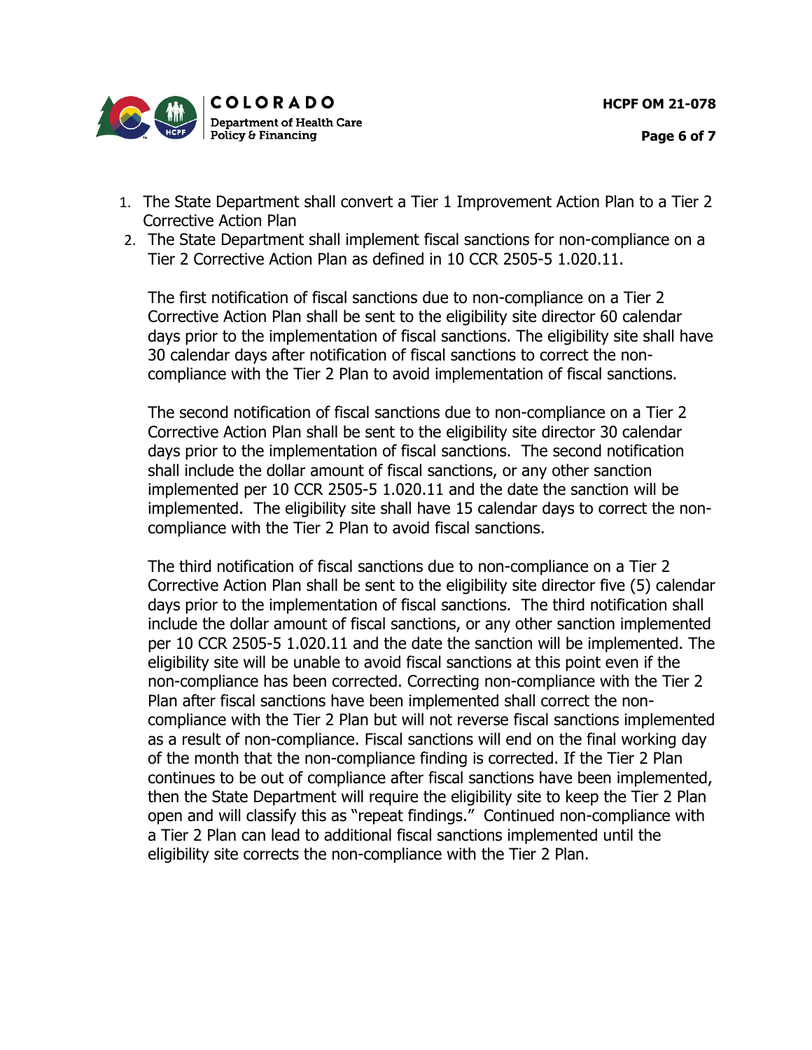1. The State Department shall convert a Tier 1 Improvement Action Plan to a Tier 2 Corrective Action Plan
2. The State Department shall implement fiscal sanctions for non-compliance on a Tier 2 Corrective Action Plan as defined in 10 CCR 2505-5 1.020.11.

   The first notification of fiscal sanctions due to non-compliance on a Tier 2 Corrective Action Plan shall be sent to the eligibility site director 60 calendar days prior to the implementation of fiscal sanctions. The eligibility site shall have 30 calendar days after notification of fiscal sanctions to correct the non-compliance with the Tier 2 Plan to avoid implementation of fiscal sanctions.

   The second notification of fiscal sanctions due to non-compliance on a Tier 2 Corrective Action Plan shall be sent to the eligibility site director 30 calendar days prior to the implementation of fiscal sanctions. The second notification shall include the dollar amount of fiscal sanctions, or any other sanction implemented per 10 CCR 2505-5 1.020.11 and the date the sanction will be implemented. The eligibility site shall have 15 calendar days to correct the non-compliance with the Tier 2 Plan to avoid fiscal sanctions.

   The third notification of fiscal sanctions due to non-compliance on a Tier 2 Corrective Action Plan shall be sent to the eligibility site director five (5) calendar days prior to the implementation of fiscal sanctions. The third notification shall include the dollar amount of fiscal sanctions, or any other sanction implemented per 10 CCR 2505-5 1.020.11 and the date the sanction will be implemented. The eligibility site will be unable to avoid fiscal sanctions at this point even if the non-compliance has been corrected. Correcting non-compliance with the Tier 2 Plan after fiscal sanctions have been implemented shall correct the non-compliance with the Tier 2 Plan but will not reverse fiscal sanctions implemented as a result of non-compliance. Fiscal sanctions will end on the final working day of the month that the non-compliance finding is corrected. If the Tier 2 Plan continues to be out of compliance after fiscal sanctions have been implemented, then the State Department will require the eligibility site to keep the Tier 2 Plan open and will classify this as "repeat findings." Continued non-compliance with a Tier 2 Plan can lead to additional fiscal sanctions implemented until the eligibility site corrects the non-compliance with the Tier 2 Plan.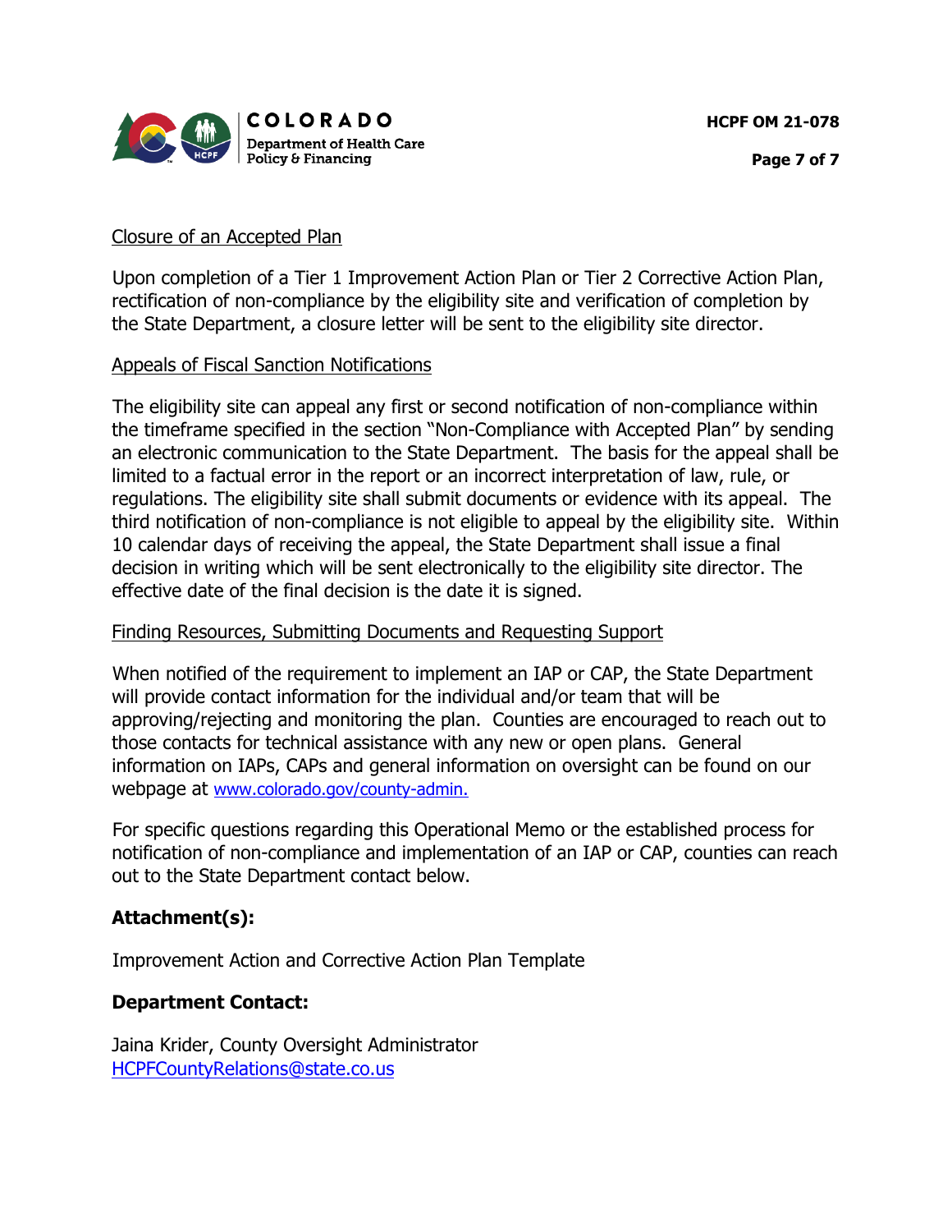Closure of an Accepted Plan

Upon completion of a Tier 1 Improvement Action Plan or Tier 2 Corrective Action Plan, rectification of non-compliance by the eligibility site and verification of completion by the State Department, a closure letter will be sent to the eligibility site director.

Appeals of Fiscal Sanction Notifications

The eligibility site can appeal any first or second notification of non-compliance within the timeframe specified in the section "Non-Compliance with Accepted Plan" by sending an electronic communication to the State Department. The basis for the appeal shall be limited to a factual error in the report or an incorrect interpretation of law, rule, or regulations. The eligibility site shall submit documents or evidence with its appeal. The third notification of non-compliance is not eligible to appeal by the eligibility site. Within 10 calendar days of receiving the appeal, the State Department shall issue a final decision in writing which will be sent electronically to the eligibility site director. The effective date of the final decision is the date it is signed.

Finding Resources, Submitting Documents and Requesting Support

When notified of the requirement to implement an IAP or CAP, the State Department will provide contact information for the individual and/or team that will be approving/rejecting and monitoring the plan. Counties are encouraged to reach out to those contacts for technical assistance with any new or open plans. General information on IAPs, CAPs and general information on oversight can be found on our webpage at [www.colorado.gov/county-admin.](www.colorado.gov/county-admin)

For specific questions regarding this Operational Memo or the established process for notification of non-compliance and implementation of an IAP or CAP, counties can reach out to the State Department contact below.

**Attachment(s):**

Improvement Action and Corrective Action Plan Template

**Department Contact:**

Jaina Krider, County Oversight Administrator
[HCPFCountyRelations@state.co.us](mailto:HCPFCountyRelations@state.co.us)